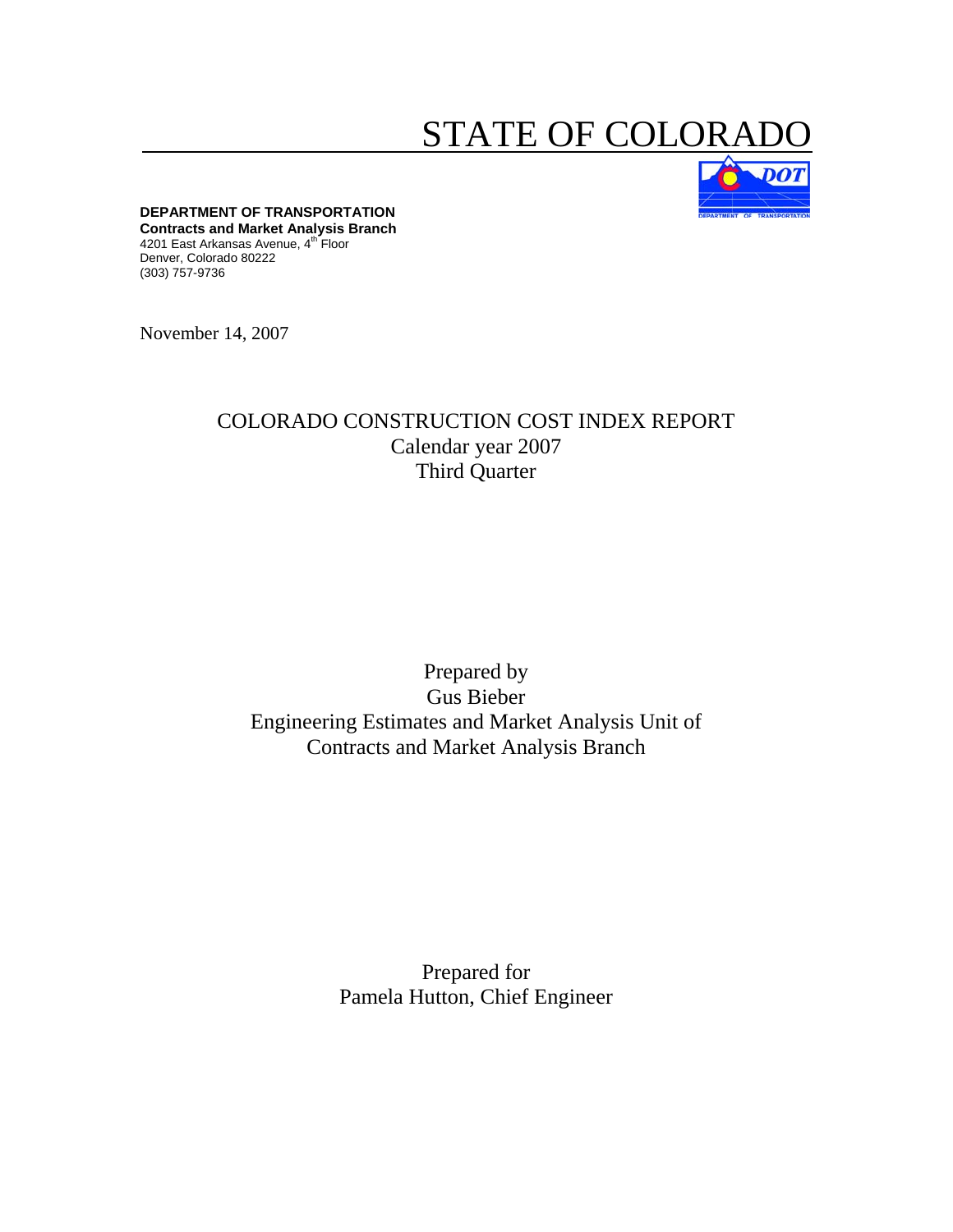# STATE OF COLORADO

**DEPARTMENT OF TRANSPORTATION**
**Contracts and Market Analysis Branch**
4201 East Arkansas Avenue, 4th Floor
Denver, Colorado 80222
(303) 757-9736

November 14, 2007

## COLORADO CONSTRUCTION COST INDEX REPORT
Calendar year 2007
Third Quarter

Prepared by
Gus Bieber
Engineering Estimates and Market Analysis Unit of
Contracts and Market Analysis Branch

Prepared for
Pamela Hutton, Chief Engineer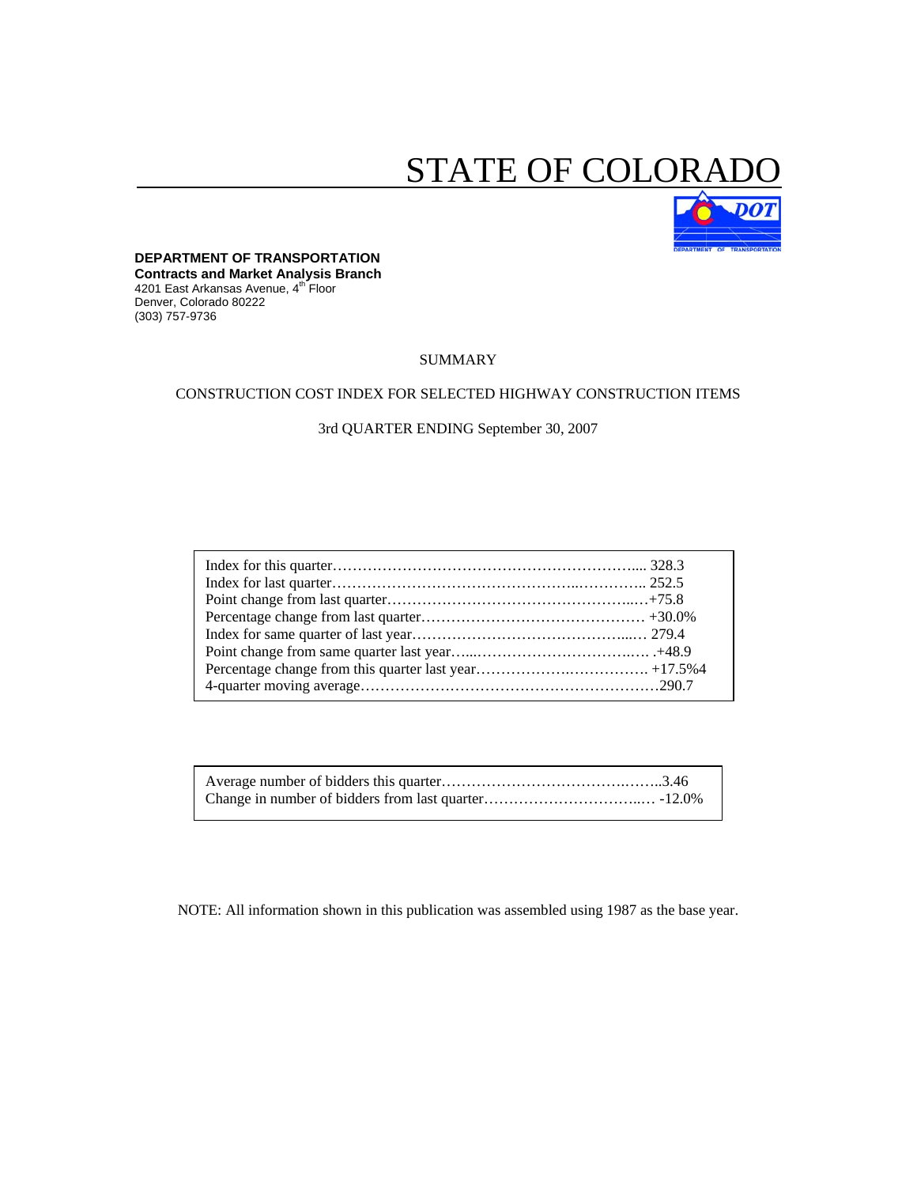# STATE OF COLORADO

**DEPARTMENT OF TRANSPORTATION**
**Contracts and Market Analysis Branch**
4201 East Arkansas Avenue, 4th Floor
Denver, Colorado 80222
(303) 757-9736

SUMMARY

CONSTRUCTION COST INDEX FOR SELECTED HIGHWAY CONSTRUCTION ITEMS

3rd QUARTER ENDING September 30, 2007

| | |
|---|---|
| Index for this quarter | 328.3 |
| Index for last quarter | 252.5 |
| Point change from last quarter | +75.8 |
| Percentage change from last quarter | +30.0% |
| Index for same quarter of last year | 279.4 |
| Point change from same quarter last year | +48.9 |
| Percentage change from this quarter last year | +17.5%4 |
| 4-quarter moving average | 290.7 |

| | |
|---|---|
| Average number of bidders this quarter | 3.46 |
| Change in number of bidders from last quarter | -12.0% |

NOTE: All information shown in this publication was assembled using 1987 as the base year.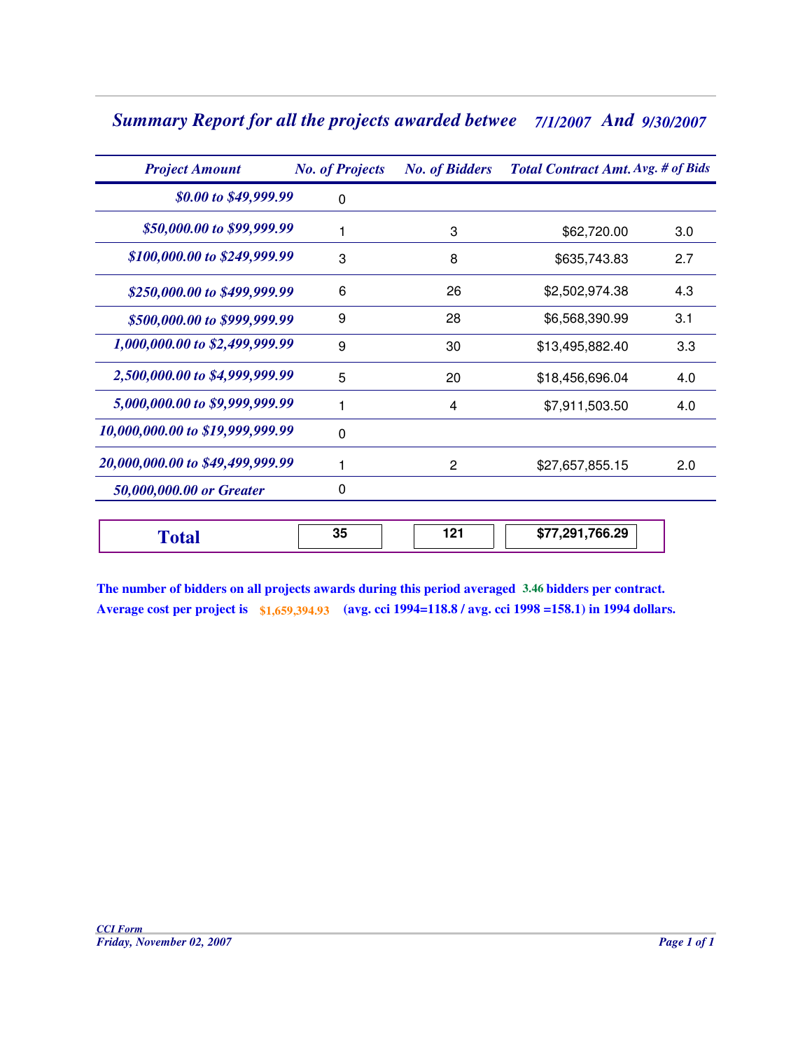## *Summary Report for all the projects awarded betwee 7/1/2007 And 9/30/2007*

| *Project Amount* | *No. of Projects* | *No. of Bidders* | *Total Contract Amt.* | *Avg. # of Bids* |
|---|---|---|---|---|
| *$0.00 to $49,999.99* | 0 | | | |
| *$50,000.00 to $99,999.99* | 1 | 3 | $62,720.00 | 3.0 |
| *$100,000.00 to $249,999.99* | 3 | 8 | $635,743.83 | 2.7 |
| *$250,000.00 to $499,999.99* | 6 | 26 | $2,502,974.38 | 4.3 |
| *$500,000.00 to $999,999.99* | 9 | 28 | $6,568,390.99 | 3.1 |
| *1,000,000.00 to $2,499,999.99* | 9 | 30 | $13,495,882.40 | 3.3 |
| *2,500,000.00 to $4,999,999.99* | 5 | 20 | $18,456,696.04 | 4.0 |
| *5,000,000.00 to $9,999,999.99* | 1 | 4 | $7,911,503.50 | 4.0 |
| *10,000,000.00 to $19,999,999.99* | 0 | | | |
| *20,000,000.00 to $49,499,999.99* | 1 | 2 | $27,657,855.15 | 2.0 |
| *50,000,000.00 or Greater* | 0 | | | |
| **Total** | **35** | **121** | **$77,291,766.29** | |

**The number of bidders on all projects awards during this period averaged 3.46 bidders per contract.**

**Average cost per project is $1,659,394.93 (avg. cci 1994=118.8 / avg. cci 1998 =158.1) in 1994 dollars.**

*CCI Form*
*Friday, November 02, 2007*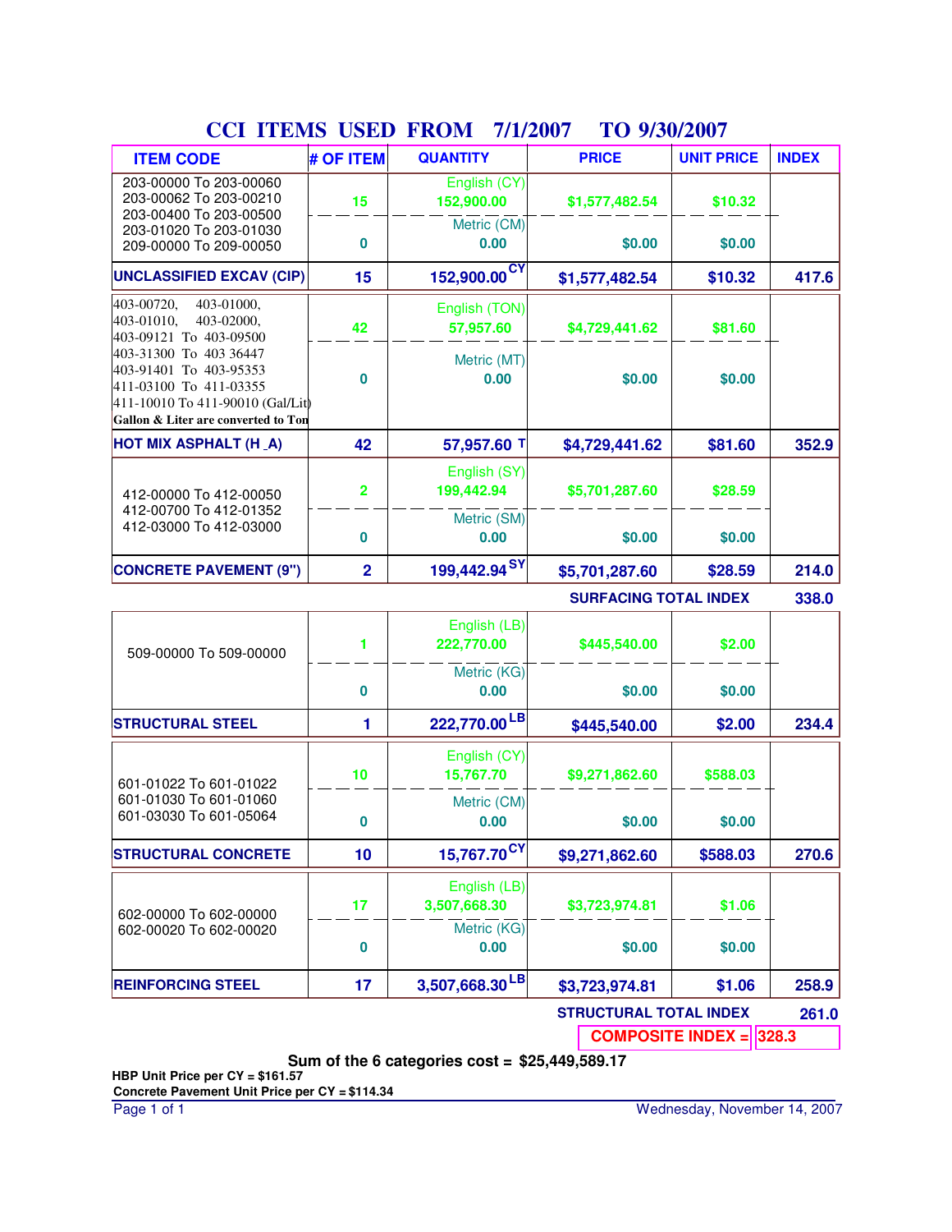# CCI ITEMS USED FROM 7/1/2007 TO 9/30/2007

| ITEM CODE | # OF ITEM | QUANTITY | PRICE | UNIT PRICE | INDEX |
|---|---|---|---|---|---|
| 203-00000 To 203-00060<br>203-00062 To 203-00210<br>203-00400 To 203-00500<br>203-01020 To 203-01030<br>209-00000 To 209-00050 | 15 | English (CY)<br>152,900.00 | $1,577,482.54 | $10.32 | |
| | 0 | Metric (CM)<br>0.00 | $0.00 | $0.00 | |
| **UNCLASSIFIED EXCAV (CIP)** | **15** | **152,900.00 CY** | **$1,577,482.54** | **$10.32** | **417.6** |
| 403-00720, 403-01000,<br>403-01010, 403-02000,<br>403-09121 To 403-09500<br>403-31300 To 403 36447<br>403-91401 To 403-95353<br>411-03100 To 411-03355<br>411-10010 To 411-90010 (Gal/Lit)<br>**Gallon & Liter are converted to Ton** | 42 | English (TON)<br>57,957.60 | $4,729,441.62 | $81.60 | |
| | 0 | Metric (MT)<br>0.00 | $0.00 | $0.00 | |
| **HOT MIX ASPHALT (H _A)** | **42** | **57,957.60 T** | **$4,729,441.62** | **$81.60** | **352.9** |
| 412-00000 To 412-00050<br>412-00700 To 412-01352<br>412-03000 To 412-03000 | 2 | English (SY)<br>199,442.94 | $5,701,287.60 | $28.59 | |
| | 0 | Metric (SM)<br>0.00 | $0.00 | $0.00 | |
| **CONCRETE PAVEMENT (9")** | **2** | **199,442.94 SY** | **$5,701,287.60** | **$28.59** | **214.0** |
| | | | | **SURFACING TOTAL INDEX** | **338.0** |
| 509-00000 To 509-00000 | 1 | English (LB)<br>222,770.00 | $445,540.00 | $2.00 | |
| | 0 | Metric (KG)<br>0.00 | $0.00 | $0.00 | |
| **STRUCTURAL STEEL** | **1** | **222,770.00 LB** | **$445,540.00** | **$2.00** | **234.4** |
| 601-01022 To 601-01022<br>601-01030 To 601-01060<br>601-03030 To 601-05064 | 10 | English (CY)<br>15,767.70 | $9,271,862.60 | $588.03 | |
| | 0 | Metric (CM)<br>0.00 | $0.00 | $0.00 | |
| **STRUCTURAL CONCRETE** | **10** | **15,767.70 CY** | **$9,271,862.60** | **$588.03** | **270.6** |
| 602-00000 To 602-00000<br>602-00020 To 602-00020 | 17 | English (LB)<br>3,507,668.30 | $3,723,974.81 | $1.06 | |
| | 0 | Metric (KG)<br>0.00 | $0.00 | $0.00 | |
| **REINFORCING STEEL** | **17** | **3,507,668.30 LB** | **$3,723,974.81** | **$1.06** | **258.9** |
| | | | | **STRUCTURAL TOTAL INDEX** | **261.0** |
| | | | | **COMPOSITE INDEX =** | **328.3** |

**Sum of the 6 categories cost = $25,449,589.17**

**HBP Unit Price per CY = $161.57**

**Concrete Pavement Unit Price per CY = $114.34**

Wednesday, November 14, 2007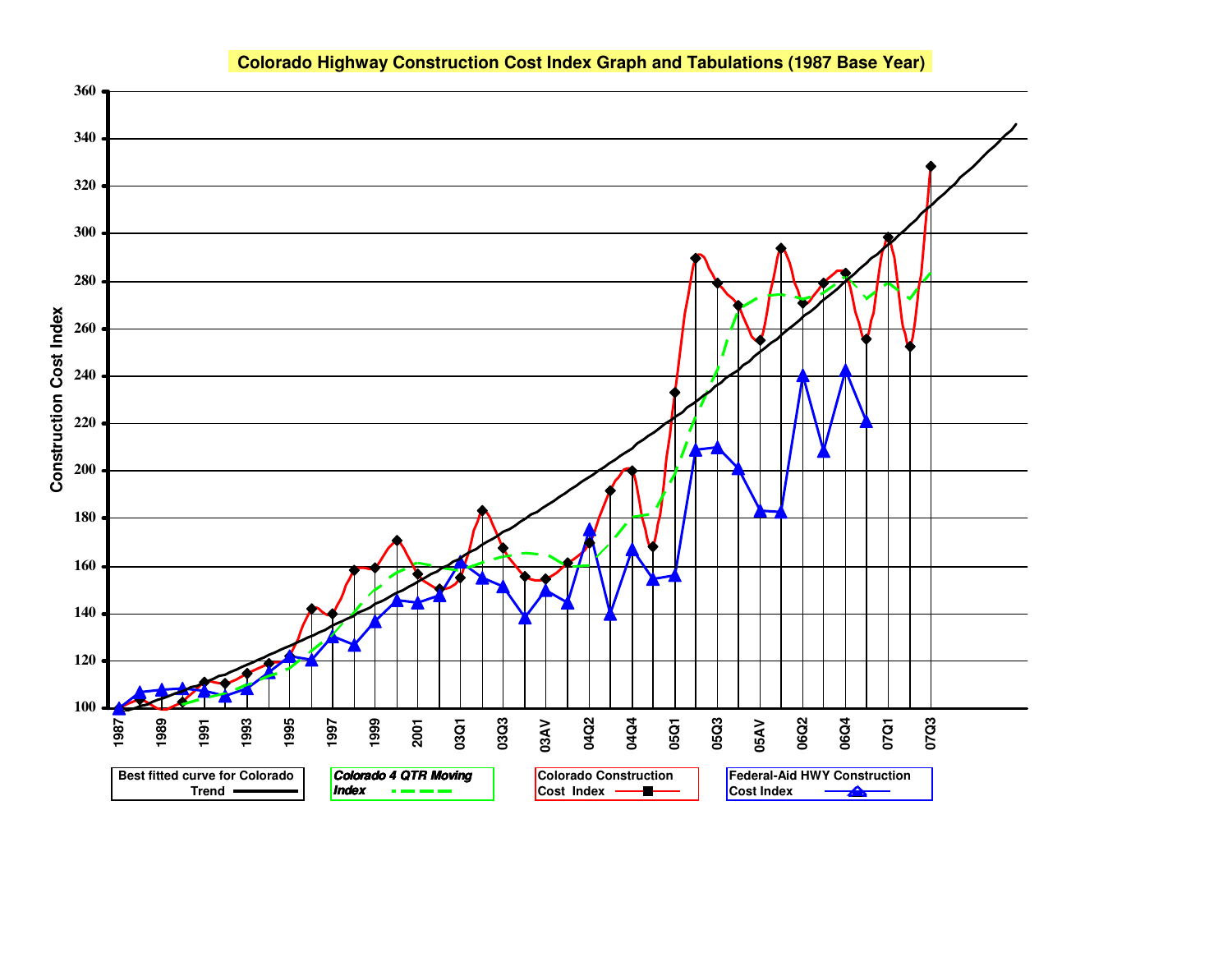# Colorado Highway Construction Cost Index Graph and Tabulations (1987 Base Year)

Construction Cost Index

360
340
320
300
280
260
240
220
200
180
160
140
120
100

1987 1989 1991 1993 1995 1997 1999 2001 03Q1 03Q3 03AV 04Q2 04Q4 05Q1 05Q3 05AV 06Q2 06Q4 07Q1 07Q3

Best fitted curve for Colorado Trend

*Colorado 4 QTR Moving Index*

Colorado Construction Cost Index

Federal-Aid HWY Construction Cost Index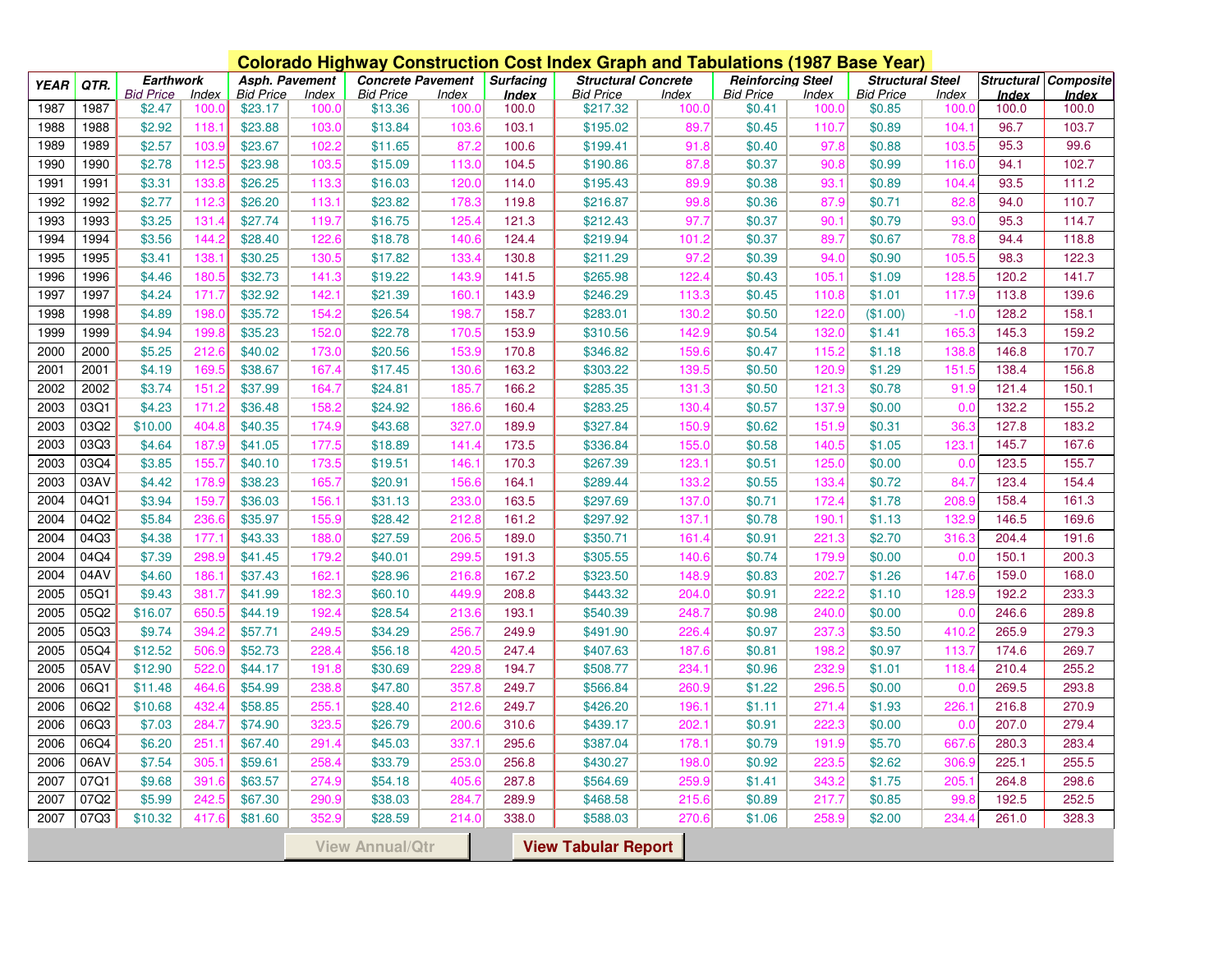# Colorado Highway Construction Cost Index Graph and Tabulations (1987 Base Year)

| YEAR | QTR. | Earthwork | | Asph. Pavement | | Concrete Pavement | | Surfacing | Structural Concrete | | Reinforcing Steel | | Structural Steel | | Structural | Composite |
|---|---|---|---|---|---|---|---|---|---|---|---|---|---|---|---|---|
| | | Bid Price | Index | Bid Price | Index | Bid Price | Index | Index | Bid Price | Index | Bid Price | Index | Bid Price | Index | Index | Index |
| 1987 | 1987 | $2.47 | 100.0 | $23.17 | 100.0 | $13.36 | 100.0 | 100.0 | $217.32 | 100.0 | $0.41 | 100.0 | $0.85 | 100.0 | 100.0 | 100.0 |
| 1988 | 1988 | $2.92 | 118.1 | $23.88 | 103.0 | $13.84 | 103.6 | 103.1 | $195.02 | 89.7 | $0.45 | 110.7 | $0.89 | 104.1 | 96.7 | 103.7 |
| 1989 | 1989 | $2.57 | 103.9 | $23.67 | 102.2 | $11.65 | 87.2 | 100.6 | $199.41 | 91.8 | $0.40 | 97.8 | $0.88 | 103.5 | 95.3 | 99.6 |
| 1990 | 1990 | $2.78 | 112.5 | $23.98 | 103.5 | $15.09 | 113.0 | 104.5 | $190.86 | 87.8 | $0.37 | 90.8 | $0.99 | 116.0 | 94.1 | 102.7 |
| 1991 | 1991 | $3.31 | 133.8 | $26.25 | 113.3 | $16.03 | 120.0 | 114.0 | $195.43 | 89.9 | $0.38 | 93.1 | $0.89 | 104.4 | 93.5 | 111.2 |
| 1992 | 1992 | $2.77 | 112.3 | $26.20 | 113.1 | $23.82 | 178.3 | 119.8 | $216.87 | 99.8 | $0.36 | 87.9 | $0.71 | 82.8 | 94.0 | 110.7 |
| 1993 | 1993 | $3.25 | 131.4 | $27.74 | 119.7 | $16.75 | 125.4 | 121.3 | $212.43 | 97.7 | $0.37 | 90.1 | $0.79 | 93.0 | 95.3 | 114.7 |
| 1994 | 1994 | $3.56 | 144.2 | $28.40 | 122.6 | $18.78 | 140.6 | 124.4 | $219.94 | 101.2 | $0.37 | 89.7 | $0.67 | 78.8 | 94.4 | 118.8 |
| 1995 | 1995 | $3.41 | 138.1 | $30.25 | 130.5 | $17.82 | 133.4 | 130.8 | $211.29 | 97.2 | $0.39 | 94.0 | $0.90 | 105.5 | 98.3 | 122.3 |
| 1996 | 1996 | $4.46 | 180.5 | $32.73 | 141.3 | $19.22 | 143.9 | 141.5 | $265.98 | 122.4 | $0.43 | 105.1 | $1.09 | 128.5 | 120.2 | 141.7 |
| 1997 | 1997 | $4.24 | 171.7 | $32.92 | 142.1 | $21.39 | 160.1 | 143.9 | $246.29 | 113.3 | $0.45 | 110.8 | $1.01 | 117.9 | 113.8 | 139.6 |
| 1998 | 1998 | $4.89 | 198.0 | $35.72 | 154.2 | $26.54 | 198.7 | 158.7 | $283.01 | 130.2 | $0.50 | 122.0 | ($1.00) | -1.0 | 128.2 | 158.1 |
| 1999 | 1999 | $4.94 | 199.8 | $35.23 | 152.0 | $22.78 | 170.5 | 153.9 | $310.56 | 142.9 | $0.54 | 132.0 | $1.41 | 165.3 | 145.3 | 159.2 |
| 2000 | 2000 | $5.25 | 212.6 | $40.02 | 173.0 | $20.56 | 153.9 | 170.8 | $346.82 | 159.6 | $0.47 | 115.2 | $1.18 | 138.8 | 146.8 | 170.7 |
| 2001 | 2001 | $4.19 | 169.5 | $38.67 | 167.4 | $17.45 | 130.6 | 163.2 | $303.22 | 139.5 | $0.50 | 120.9 | $1.29 | 151.5 | 138.4 | 156.8 |
| 2002 | 2002 | $3.74 | 151.2 | $37.99 | 164.7 | $24.81 | 185.7 | 166.2 | $285.35 | 131.3 | $0.50 | 121.3 | $0.78 | 91.9 | 121.4 | 150.1 |
| 2003 | 03Q1 | $4.23 | 171.2 | $36.48 | 158.2 | $24.92 | 186.6 | 160.4 | $283.25 | 130.4 | $0.57 | 137.9 | $0.00 | 0.0 | 132.2 | 155.2 |
| 2003 | 03Q2 | $10.00 | 404.8 | $40.35 | 174.9 | $43.68 | 327.0 | 189.9 | $327.84 | 150.9 | $0.62 | 151.9 | $0.31 | 36.3 | 127.8 | 183.2 |
| 2003 | 03Q3 | $4.64 | 187.9 | $41.05 | 177.5 | $18.89 | 141.4 | 173.5 | $336.84 | 155.0 | $0.58 | 140.5 | $1.05 | 123.1 | 145.7 | 167.6 |
| 2003 | 03Q4 | $3.85 | 155.7 | $40.10 | 173.5 | $19.51 | 146.1 | 170.3 | $267.39 | 123.1 | $0.51 | 125.0 | $0.00 | 0.0 | 123.5 | 155.7 |
| 2003 | 03AV | $4.42 | 178.9 | $38.23 | 165.7 | $20.91 | 156.6 | 164.1 | $289.44 | 133.2 | $0.55 | 133.4 | $0.72 | 84.7 | 123.4 | 154.4 |
| 2004 | 04Q1 | $3.94 | 159.7 | $36.03 | 156.1 | $31.13 | 233.0 | 163.5 | $297.69 | 137.0 | $0.71 | 172.4 | $1.78 | 208.9 | 158.4 | 161.3 |
| 2004 | 04Q2 | $5.84 | 236.6 | $35.97 | 155.9 | $28.42 | 212.8 | 161.2 | $297.92 | 137.1 | $0.78 | 190.1 | $1.13 | 132.9 | 146.5 | 169.6 |
| 2004 | 04Q3 | $4.38 | 177.1 | $43.33 | 188.0 | $27.59 | 206.5 | 189.0 | $350.71 | 161.4 | $0.91 | 221.3 | $2.70 | 316.3 | 204.4 | 191.6 |
| 2004 | 04Q4 | $7.39 | 298.9 | $41.45 | 179.2 | $40.01 | 299.5 | 191.3 | $305.55 | 140.6 | $0.74 | 179.9 | $0.00 | 0.0 | 150.1 | 200.3 |
| 2004 | 04AV | $4.60 | 186.1 | $37.43 | 162.1 | $28.96 | 216.8 | 167.2 | $323.50 | 148.9 | $0.83 | 202.7 | $1.26 | 147.6 | 159.0 | 168.0 |
| 2005 | 05Q1 | $9.43 | 381.7 | $41.99 | 182.3 | $60.10 | 449.9 | 208.8 | $443.32 | 204.0 | $0.91 | 222.2 | $1.10 | 128.9 | 192.2 | 233.3 |
| 2005 | 05Q2 | $16.07 | 650.5 | $44.19 | 192.4 | $28.54 | 213.6 | 193.1 | $540.39 | 248.7 | $0.98 | 240.0 | $0.00 | 0.0 | 246.6 | 289.8 |
| 2005 | 05Q3 | $9.74 | 394.2 | $57.71 | 249.5 | $34.29 | 256.7 | 249.9 | $491.90 | 226.4 | $0.97 | 237.3 | $3.50 | 410.2 | 265.9 | 279.3 |
| 2005 | 05Q4 | $12.52 | 506.9 | $52.73 | 228.4 | $56.18 | 420.5 | 247.4 | $407.63 | 187.6 | $0.81 | 198.2 | $0.97 | 113.7 | 174.6 | 269.7 |
| 2005 | 05AV | $12.90 | 522.0 | $44.17 | 191.8 | $30.69 | 229.8 | 194.7 | $508.77 | 234.1 | $0.96 | 232.9 | $1.01 | 118.4 | 210.4 | 255.2 |
| 2006 | 06Q1 | $11.48 | 464.6 | $54.99 | 238.8 | $47.80 | 357.8 | 249.7 | $566.84 | 260.9 | $1.22 | 296.5 | $0.00 | 0.0 | 269.5 | 293.8 |
| 2006 | 06Q2 | $10.68 | 432.4 | $58.85 | 255.1 | $28.40 | 212.6 | 249.7 | $426.20 | 196.1 | $1.11 | 271.4 | $1.93 | 226.1 | 216.8 | 270.9 |
| 2006 | 06Q3 | $7.03 | 284.7 | $74.90 | 323.5 | $26.79 | 200.6 | 310.6 | $439.17 | 202.1 | $0.91 | 222.3 | $0.00 | 0.0 | 207.0 | 279.4 |
| 2006 | 06Q4 | $6.20 | 251.1 | $67.40 | 291.4 | $45.03 | 337.1 | 295.6 | $387.04 | 178.1 | $0.79 | 191.9 | $5.70 | 667.6 | 280.3 | 283.4 |
| 2006 | 06AV | $7.54 | 305.1 | $59.61 | 258.4 | $33.79 | 253.0 | 256.8 | $430.27 | 198.0 | $0.92 | 223.5 | $2.62 | 306.9 | 225.1 | 255.5 |
| 2007 | 07Q1 | $9.68 | 391.6 | $63.57 | 274.9 | $54.18 | 405.6 | 287.8 | $564.69 | 259.9 | $1.41 | 343.2 | $1.75 | 205.1 | 264.8 | 298.6 |
| 2007 | 07Q2 | $5.99 | 242.5 | $67.30 | 290.9 | $38.03 | 284.7 | 289.9 | $468.58 | 215.6 | $0.89 | 217.7 | $0.85 | 99.8 | 192.5 | 252.5 |
| 2007 | 07Q3 | $10.32 | 417.6 | $81.60 | 352.9 | $28.59 | 214.0 | 338.0 | $588.03 | 270.6 | $1.06 | 258.9 | $2.00 | 234.4 | 261.0 | 328.3 |

View Annual/Qtr | View Tabular Report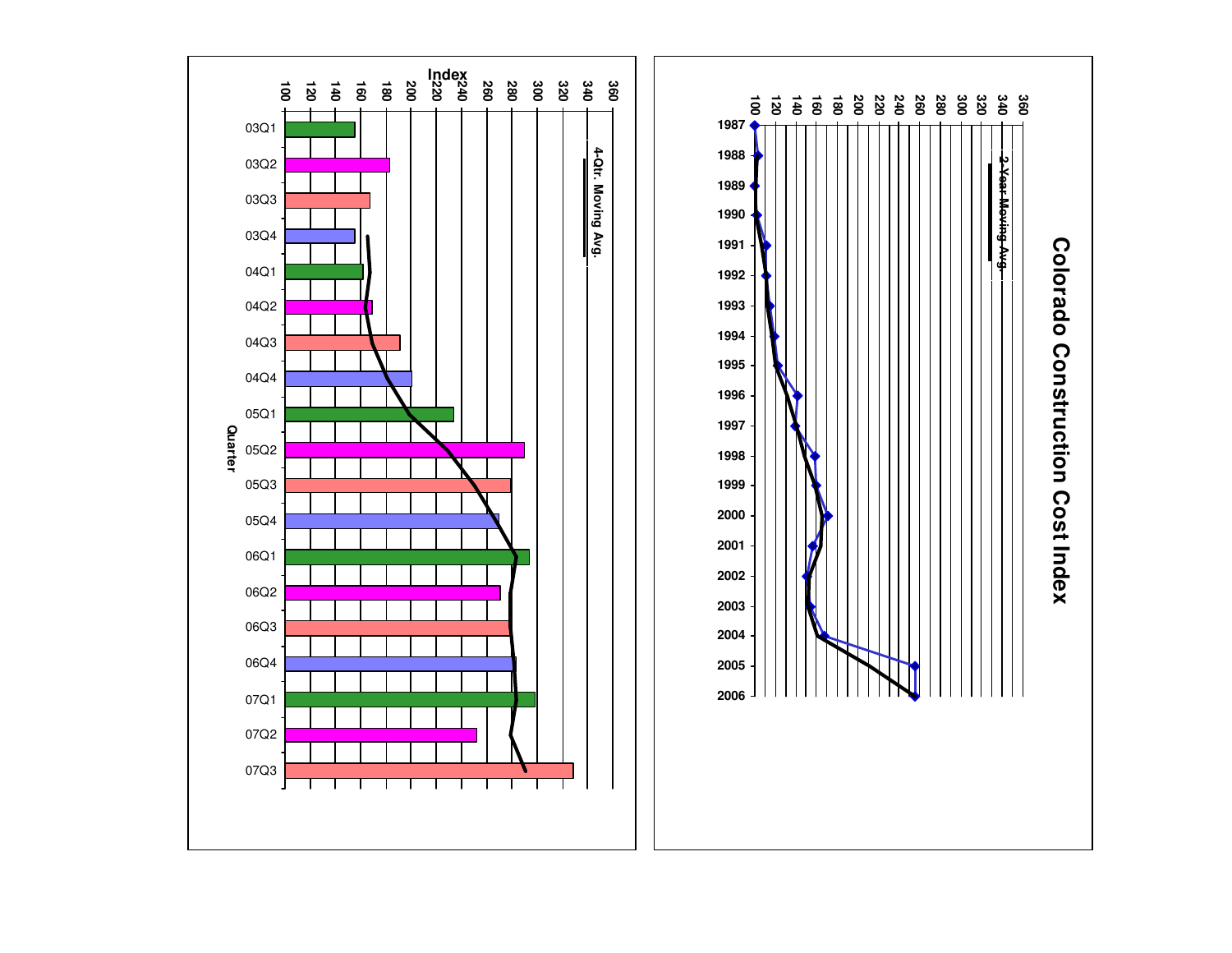# Colorado Construction Cost Index

Index

100 120 140 160 180 200 220 240 260 280 300 320 340 360

4-Qtr. Moving Avg.

Quarter

03Q1, 03Q2, 03Q3, 03Q4, 04Q1, 04Q2, 04Q3, 04Q4, 05Q1, 05Q2, 05Q3, 05Q4, 06Q1, 06Q2, 06Q3, 06Q4, 07Q1, 07Q2, 07Q3

2-Year Moving Avg.

1987, 1988, 1989, 1990, 1991, 1992, 1993, 1994, 1995, 1996, 1997, 1998, 1999, 2000, 2001, 2002, 2003, 2004, 2005, 2006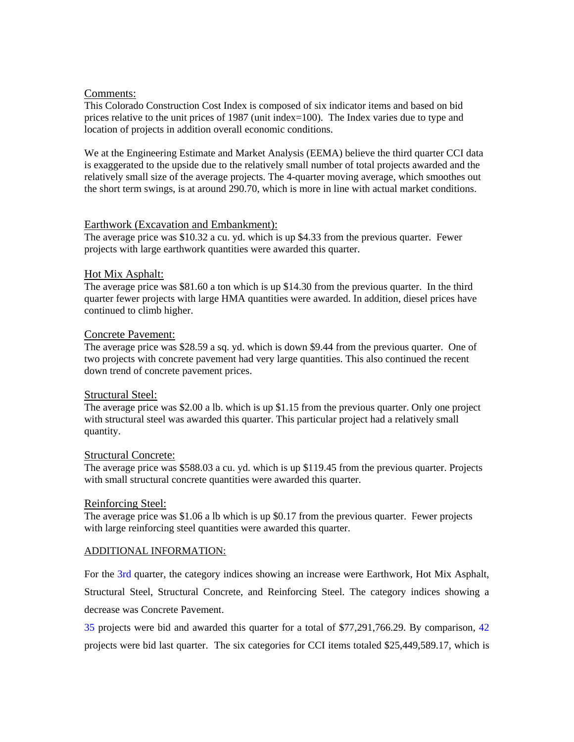Comments:

This Colorado Construction Cost Index is composed of six indicator items and based on bid prices relative to the unit prices of 1987 (unit index=100). The Index varies due to type and location of projects in addition overall economic conditions.

We at the Engineering Estimate and Market Analysis (EEMA) believe the third quarter CCI data is exaggerated to the upside due to the relatively small number of total projects awarded and the relatively small size of the average projects. The 4-quarter moving average, which smoothes out the short term swings, is at around 290.70, which is more in line with actual market conditions.

Earthwork (Excavation and Embankment):

The average price was $10.32 a cu. yd. which is up $4.33 from the previous quarter. Fewer projects with large earthwork quantities were awarded this quarter.

Hot Mix Asphalt:

The average price was $81.60 a ton which is up $14.30 from the previous quarter. In the third quarter fewer projects with large HMA quantities were awarded. In addition, diesel prices have continued to climb higher.

Concrete Pavement:

The average price was $28.59 a sq. yd. which is down $9.44 from the previous quarter. One of two projects with concrete pavement had very large quantities. This also continued the recent down trend of concrete pavement prices.

Structural Steel:

The average price was $2.00 a lb. which is up $1.15 from the previous quarter. Only one project with structural steel was awarded this quarter. This particular project had a relatively small quantity.

Structural Concrete:

The average price was $588.03 a cu. yd. which is up $119.45 from the previous quarter. Projects with small structural concrete quantities were awarded this quarter.

Reinforcing Steel:

The average price was $1.06 a lb which is up $0.17 from the previous quarter. Fewer projects with large reinforcing steel quantities were awarded this quarter.

ADDITIONAL INFORMATION:

For the 3rd quarter, the category indices showing an increase were Earthwork, Hot Mix Asphalt, Structural Steel, Structural Concrete, and Reinforcing Steel. The category indices showing a decrease was Concrete Pavement.

35 projects were bid and awarded this quarter for a total of $77,291,766.29. By comparison, 42 projects were bid last quarter. The six categories for CCI items totaled $25,449,589.17, which is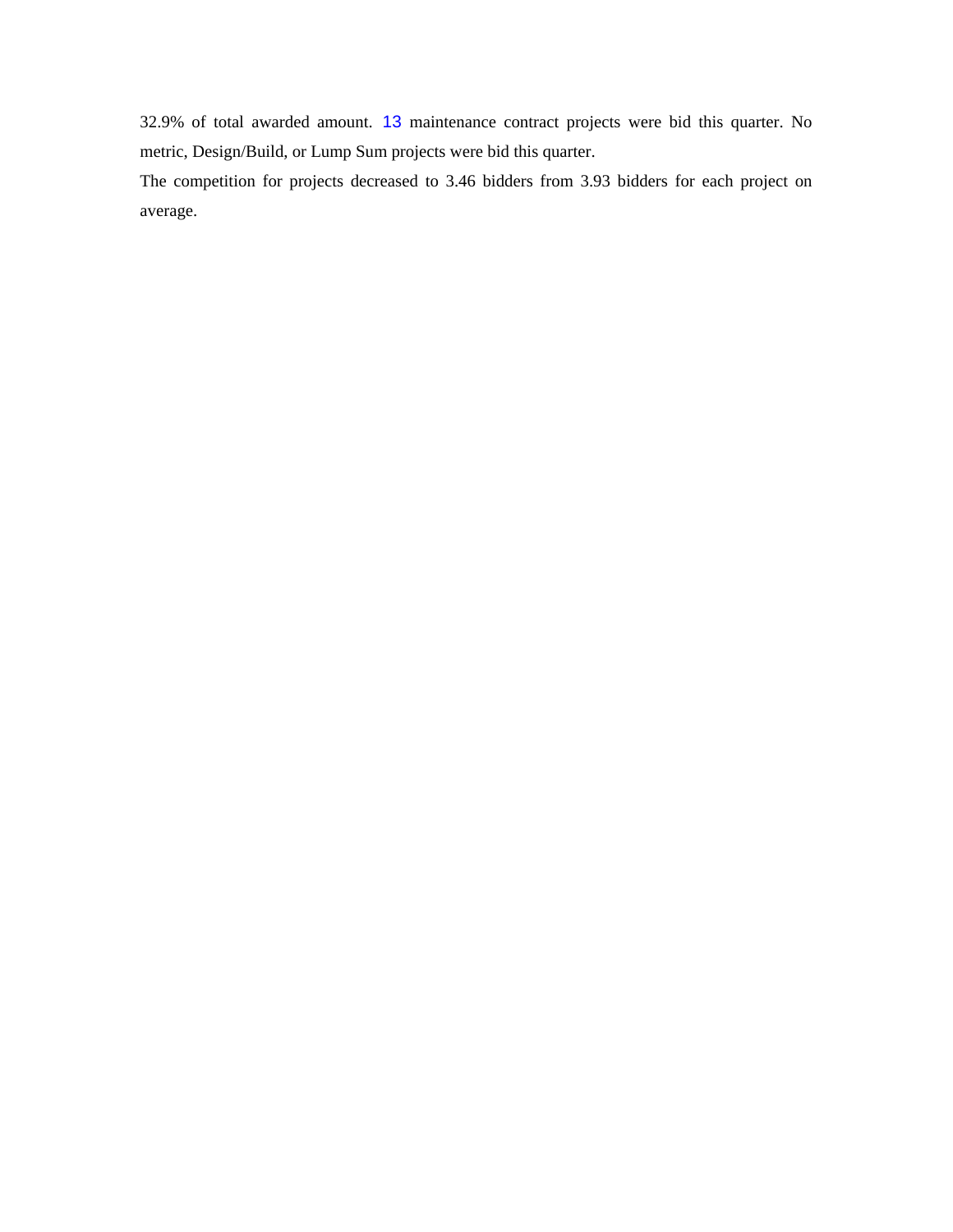32.9% of total awarded amount. 13 maintenance contract projects were bid this quarter. No metric, Design/Build, or Lump Sum projects were bid this quarter.

The competition for projects decreased to 3.46 bidders from 3.93 bidders for each project on average.